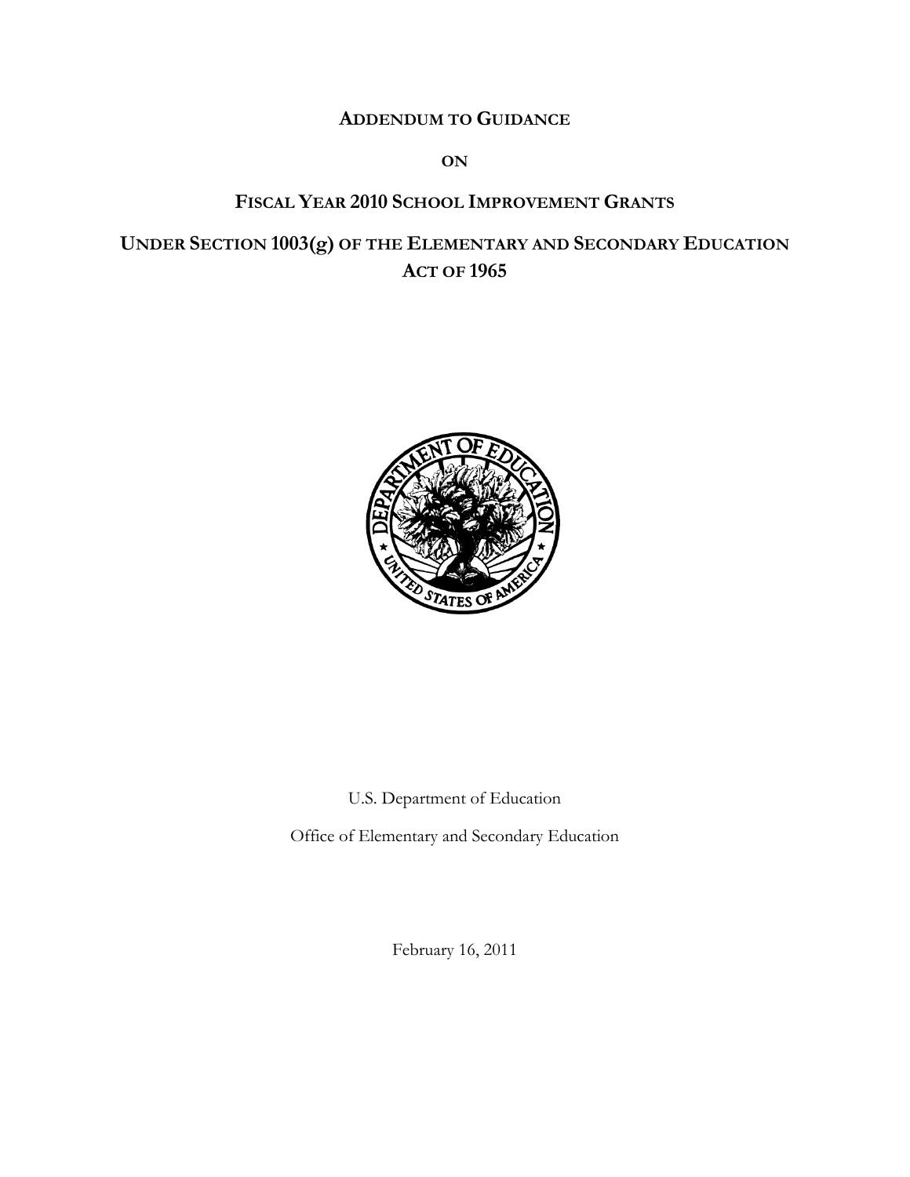# ADDENDUM TO GUIDANCE

# ON

# FISCAL YEAR 2010 SCHOOL IMPROVEMENT GRANTS

# UNDER SECTION 1003(g) OF THE ELEMENTARY AND SECONDARY EDUCATION ACT OF 1965

U.S. Department of Education

Office of Elementary and Secondary Education

February 16, 2011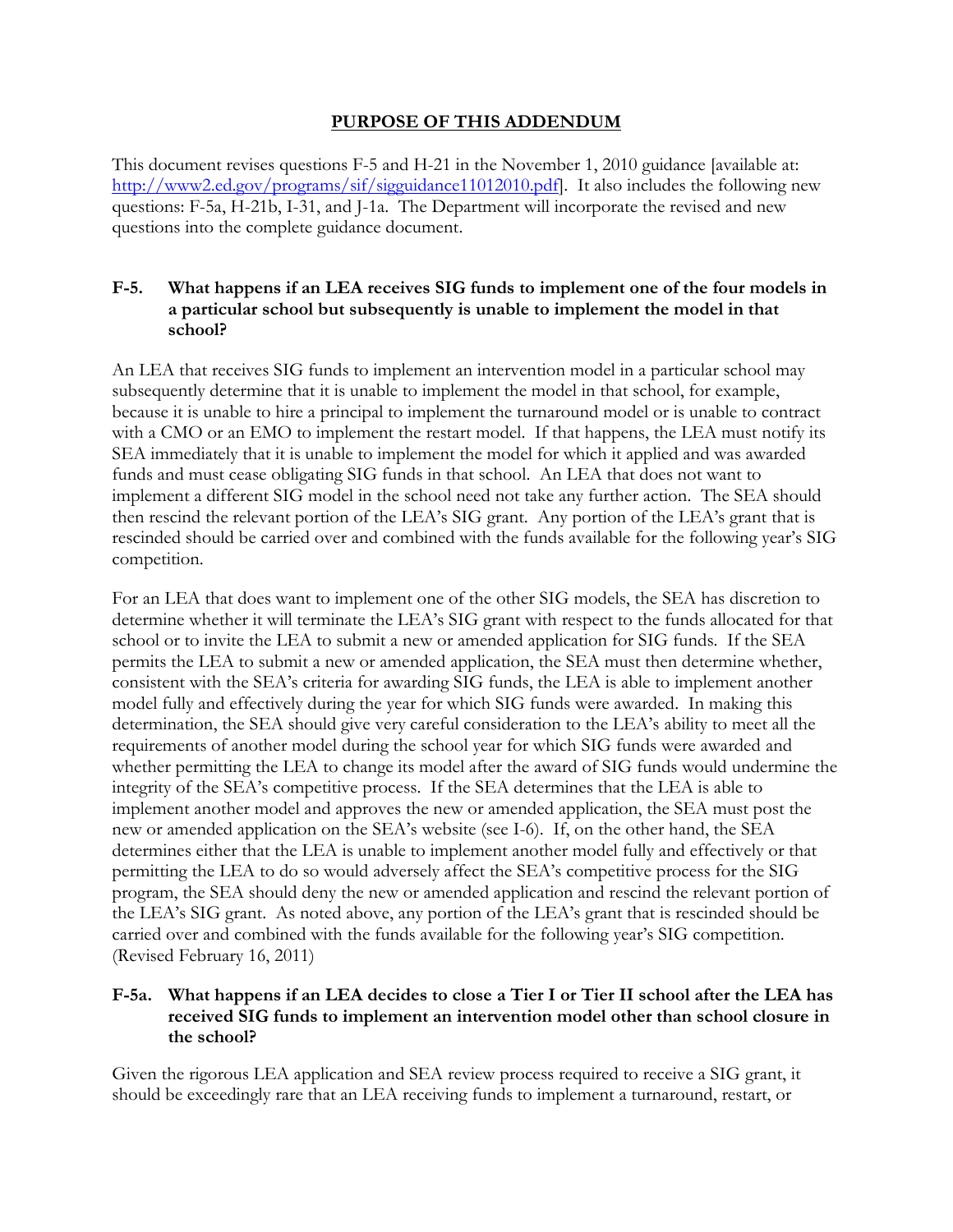## PURPOSE OF THIS ADDENDUM

This document revises questions F-5 and H-21 in the November 1, 2010 guidance [available at: http://www2.ed.gov/programs/sif/sigguidance11012010.pdf]. It also includes the following new questions: F-5a, H-21b, I-31, and J-1a. The Department will incorporate the revised and new questions into the complete guidance document.

### F-5. What happens if an LEA receives SIG funds to implement one of the four models in a particular school but subsequently is unable to implement the model in that school?

An LEA that receives SIG funds to implement an intervention model in a particular school may subsequently determine that it is unable to implement the model in that school, for example, because it is unable to hire a principal to implement the turnaround model or is unable to contract with a CMO or an EMO to implement the restart model. If that happens, the LEA must notify its SEA immediately that it is unable to implement the model for which it applied and was awarded funds and must cease obligating SIG funds in that school. An LEA that does not want to implement a different SIG model in the school need not take any further action. The SEA should then rescind the relevant portion of the LEA's SIG grant. Any portion of the LEA's grant that is rescinded should be carried over and combined with the funds available for the following year's SIG competition.

For an LEA that does want to implement one of the other SIG models, the SEA has discretion to determine whether it will terminate the LEA's SIG grant with respect to the funds allocated for that school or to invite the LEA to submit a new or amended application for SIG funds. If the SEA permits the LEA to submit a new or amended application, the SEA must then determine whether, consistent with the SEA's criteria for awarding SIG funds, the LEA is able to implement another model fully and effectively during the year for which SIG funds were awarded. In making this determination, the SEA should give very careful consideration to the LEA's ability to meet all the requirements of another model during the school year for which SIG funds were awarded and whether permitting the LEA to change its model after the award of SIG funds would undermine the integrity of the SEA's competitive process. If the SEA determines that the LEA is able to implement another model and approves the new or amended application, the SEA must post the new or amended application on the SEA's website (see I-6). If, on the other hand, the SEA determines either that the LEA is unable to implement another model fully and effectively or that permitting the LEA to do so would adversely affect the SEA's competitive process for the SIG program, the SEA should deny the new or amended application and rescind the relevant portion of the LEA's SIG grant. As noted above, any portion of the LEA's grant that is rescinded should be carried over and combined with the funds available for the following year's SIG competition. (Revised February 16, 2011)

### F-5a. What happens if an LEA decides to close a Tier I or Tier II school after the LEA has received SIG funds to implement an intervention model other than school closure in the school?

Given the rigorous LEA application and SEA review process required to receive a SIG grant, it should be exceedingly rare that an LEA receiving funds to implement a turnaround, restart, or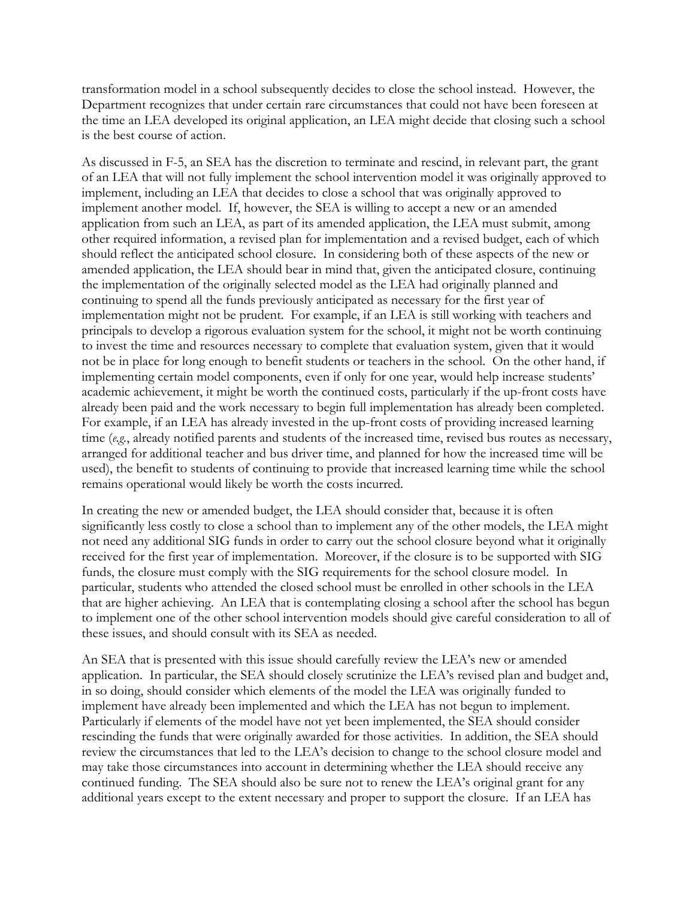transformation model in a school subsequently decides to close the school instead. However, the Department recognizes that under certain rare circumstances that could not have been foreseen at the time an LEA developed its original application, an LEA might decide that closing such a school is the best course of action.

As discussed in F-5, an SEA has the discretion to terminate and rescind, in relevant part, the grant of an LEA that will not fully implement the school intervention model it was originally approved to implement, including an LEA that decides to close a school that was originally approved to implement another model. If, however, the SEA is willing to accept a new or an amended application from such an LEA, as part of its amended application, the LEA must submit, among other required information, a revised plan for implementation and a revised budget, each of which should reflect the anticipated school closure. In considering both of these aspects of the new or amended application, the LEA should bear in mind that, given the anticipated closure, continuing the implementation of the originally selected model as the LEA had originally planned and continuing to spend all the funds previously anticipated as necessary for the first year of implementation might not be prudent. For example, if an LEA is still working with teachers and principals to develop a rigorous evaluation system for the school, it might not be worth continuing to invest the time and resources necessary to complete that evaluation system, given that it would not be in place for long enough to benefit students or teachers in the school. On the other hand, if implementing certain model components, even if only for one year, would help increase students' academic achievement, it might be worth the continued costs, particularly if the up-front costs have already been paid and the work necessary to begin full implementation has already been completed. For example, if an LEA has already invested in the up-front costs of providing increased learning time (*e.g.*, already notified parents and students of the increased time, revised bus routes as necessary, arranged for additional teacher and bus driver time, and planned for how the increased time will be used), the benefit to students of continuing to provide that increased learning time while the school remains operational would likely be worth the costs incurred.

In creating the new or amended budget, the LEA should consider that, because it is often significantly less costly to close a school than to implement any of the other models, the LEA might not need any additional SIG funds in order to carry out the school closure beyond what it originally received for the first year of implementation. Moreover, if the closure is to be supported with SIG funds, the closure must comply with the SIG requirements for the school closure model. In particular, students who attended the closed school must be enrolled in other schools in the LEA that are higher achieving. An LEA that is contemplating closing a school after the school has begun to implement one of the other school intervention models should give careful consideration to all of these issues, and should consult with its SEA as needed.

An SEA that is presented with this issue should carefully review the LEA's new or amended application. In particular, the SEA should closely scrutinize the LEA's revised plan and budget and, in so doing, should consider which elements of the model the LEA was originally funded to implement have already been implemented and which the LEA has not begun to implement. Particularly if elements of the model have not yet been implemented, the SEA should consider rescinding the funds that were originally awarded for those activities. In addition, the SEA should review the circumstances that led to the LEA's decision to change to the school closure model and may take those circumstances into account in determining whether the LEA should receive any continued funding. The SEA should also be sure not to renew the LEA's original grant for any additional years except to the extent necessary and proper to support the closure. If an LEA has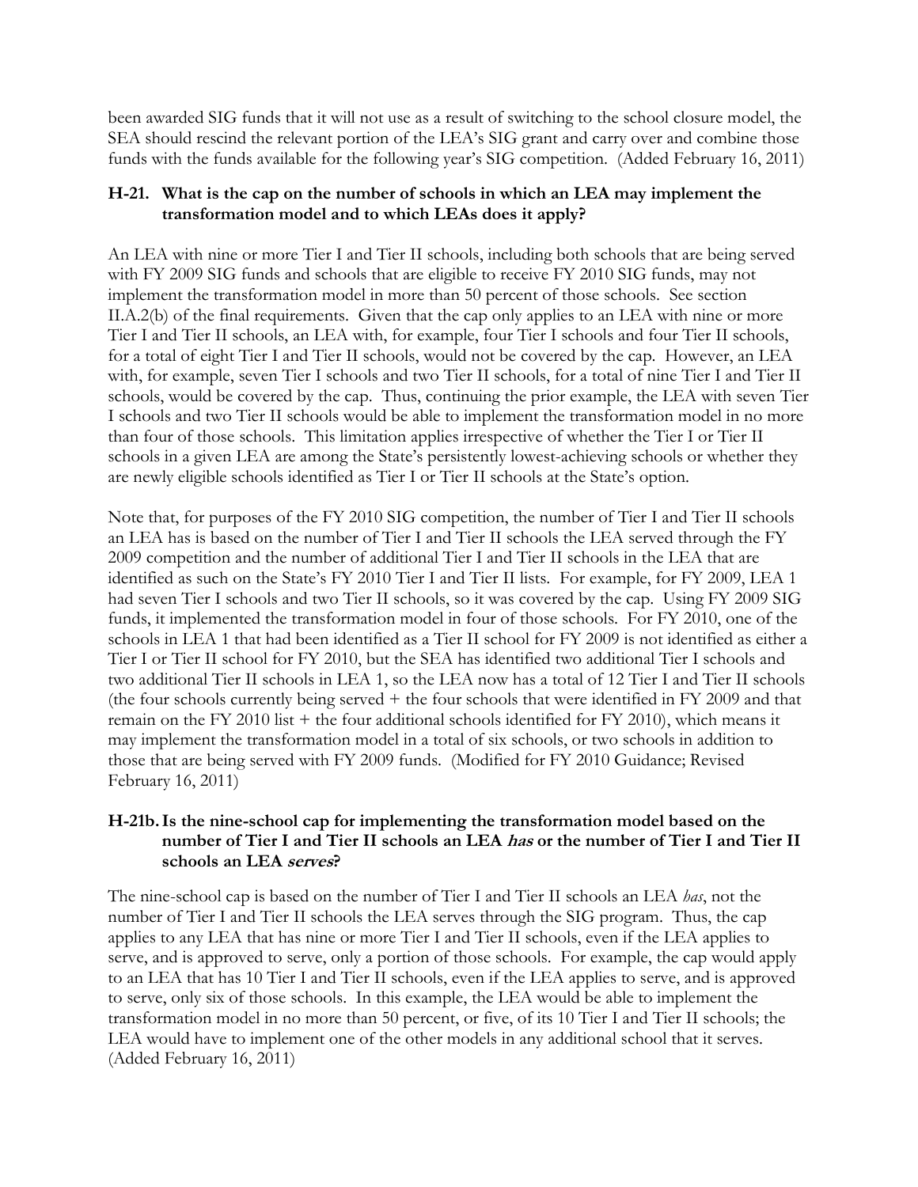been awarded SIG funds that it will not use as a result of switching to the school closure model, the SEA should rescind the relevant portion of the LEA's SIG grant and carry over and combine those funds with the funds available for the following year's SIG competition. (Added February 16, 2011)

### H-21. What is the cap on the number of schools in which an LEA may implement the transformation model and to which LEAs does it apply?

An LEA with nine or more Tier I and Tier II schools, including both schools that are being served with FY 2009 SIG funds and schools that are eligible to receive FY 2010 SIG funds, may not implement the transformation model in more than 50 percent of those schools. See section II.A.2(b) of the final requirements. Given that the cap only applies to an LEA with nine or more Tier I and Tier II schools, an LEA with, for example, four Tier I schools and four Tier II schools, for a total of eight Tier I and Tier II schools, would not be covered by the cap. However, an LEA with, for example, seven Tier I schools and two Tier II schools, for a total of nine Tier I and Tier II schools, would be covered by the cap. Thus, continuing the prior example, the LEA with seven Tier I schools and two Tier II schools would be able to implement the transformation model in no more than four of those schools. This limitation applies irrespective of whether the Tier I or Tier II schools in a given LEA are among the State's persistently lowest-achieving schools or whether they are newly eligible schools identified as Tier I or Tier II schools at the State's option.

Note that, for purposes of the FY 2010 SIG competition, the number of Tier I and Tier II schools an LEA has is based on the number of Tier I and Tier II schools the LEA served through the FY 2009 competition and the number of additional Tier I and Tier II schools in the LEA that are identified as such on the State's FY 2010 Tier I and Tier II lists. For example, for FY 2009, LEA 1 had seven Tier I schools and two Tier II schools, so it was covered by the cap. Using FY 2009 SIG funds, it implemented the transformation model in four of those schools. For FY 2010, one of the schools in LEA 1 that had been identified as a Tier II school for FY 2009 is not identified as either a Tier I or Tier II school for FY 2010, but the SEA has identified two additional Tier I schools and two additional Tier II schools in LEA 1, so the LEA now has a total of 12 Tier I and Tier II schools (the four schools currently being served + the four schools that were identified in FY 2009 and that remain on the FY 2010 list + the four additional schools identified for FY 2010), which means it may implement the transformation model in a total of six schools, or two schools in addition to those that are being served with FY 2009 funds. (Modified for FY 2010 Guidance; Revised February 16, 2011)

### H-21b. Is the nine-school cap for implementing the transformation model based on the number of Tier I and Tier II schools an LEA *has* or the number of Tier I and Tier II schools an LEA *serves*?

The nine-school cap is based on the number of Tier I and Tier II schools an LEA *has*, not the number of Tier I and Tier II schools the LEA serves through the SIG program. Thus, the cap applies to any LEA that has nine or more Tier I and Tier II schools, even if the LEA applies to serve, and is approved to serve, only a portion of those schools. For example, the cap would apply to an LEA that has 10 Tier I and Tier II schools, even if the LEA applies to serve, and is approved to serve, only six of those schools. In this example, the LEA would be able to implement the transformation model in no more than 50 percent, or five, of its 10 Tier I and Tier II schools; the LEA would have to implement one of the other models in any additional school that it serves. (Added February 16, 2011)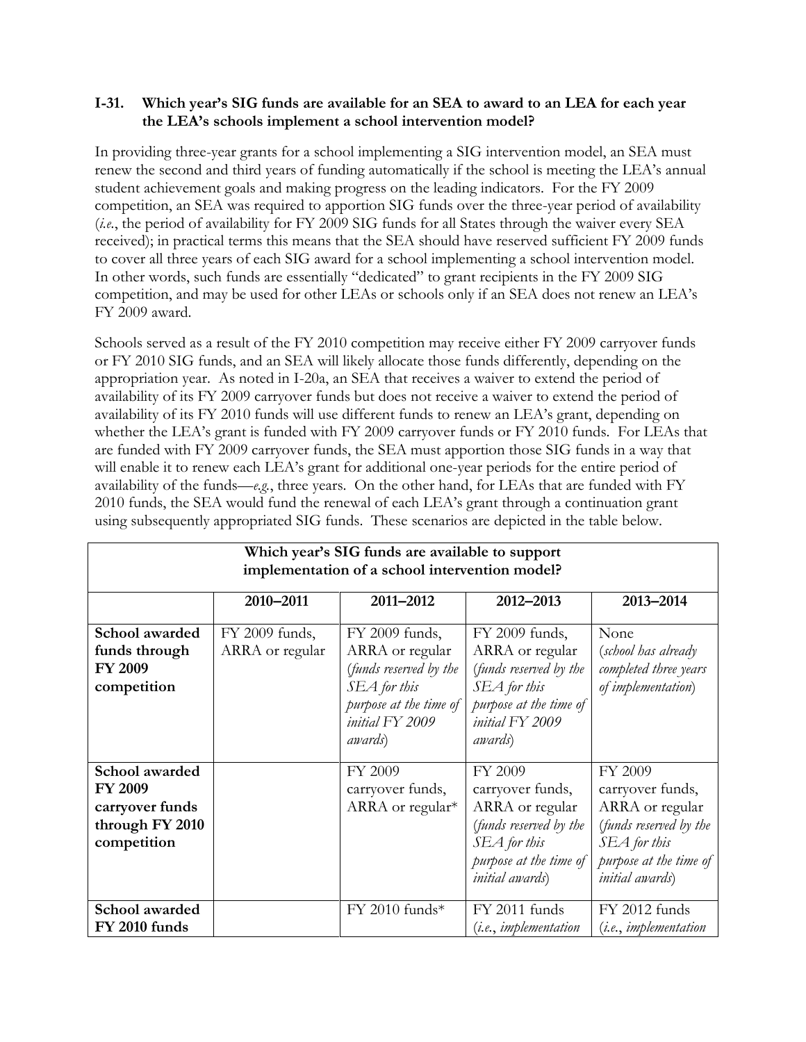**I-31. Which year's SIG funds are available for an SEA to award to an LEA for each year the LEA's schools implement a school intervention model?**

In providing three-year grants for a school implementing a SIG intervention model, an SEA must renew the second and third years of funding automatically if the school is meeting the LEA's annual student achievement goals and making progress on the leading indicators. For the FY 2009 competition, an SEA was required to apportion SIG funds over the three-year period of availability (*i.e.*, the period of availability for FY 2009 SIG funds for all States through the waiver every SEA received); in practical terms this means that the SEA should have reserved sufficient FY 2009 funds to cover all three years of each SIG award for a school implementing a school intervention model. In other words, such funds are essentially "dedicated" to grant recipients in the FY 2009 SIG competition, and may be used for other LEAs or schools only if an SEA does not renew an LEA's FY 2009 award.

Schools served as a result of the FY 2010 competition may receive either FY 2009 carryover funds or FY 2010 SIG funds, and an SEA will likely allocate those funds differently, depending on the appropriation year. As noted in I-20a, an SEA that receives a waiver to extend the period of availability of its FY 2009 carryover funds but does not receive a waiver to extend the period of availability of its FY 2010 funds will use different funds to renew an LEA's grant, depending on whether the LEA's grant is funded with FY 2009 carryover funds or FY 2010 funds. For LEAs that are funded with FY 2009 carryover funds, the SEA must apportion those SIG funds in a way that will enable it to renew each LEA's grant for additional one-year periods for the entire period of availability of the funds—*e.g.*, three years. On the other hand, for LEAs that are funded with FY 2010 funds, the SEA would fund the renewal of each LEA's grant through a continuation grant using subsequently appropriated SIG funds. These scenarios are depicted in the table below.

| **Which year's SIG funds are available to support implementation of a school intervention model?** | | | | |
|---|---|---|---|---|
| | **2010–2011** | **2011–2012** | **2012–2013** | **2013–2014** |
| **School awarded funds through FY 2009 competition** | FY 2009 funds, ARRA or regular | FY 2009 funds, ARRA or regular (*funds reserved by the SEA for this purpose at the time of initial FY 2009 awards*) | FY 2009 funds, ARRA or regular (*funds reserved by the SEA for this purpose at the time of initial FY 2009 awards*) | None (*school has already completed three years of implementation*) |
| **School awarded FY 2009 carryover funds through FY 2010 competition** | | FY 2009 carryover funds, ARRA or regular* | FY 2009 carryover funds, ARRA or regular (*funds reserved by the SEA for this purpose at the time of initial awards*) | FY 2009 carryover funds, ARRA or regular (*funds reserved by the SEA for this purpose at the time of initial awards*) |
| **School awarded FY 2010 funds** | | FY 2010 funds* | FY 2011 funds (*i.e., implementation* | FY 2012 funds (*i.e., implementation* |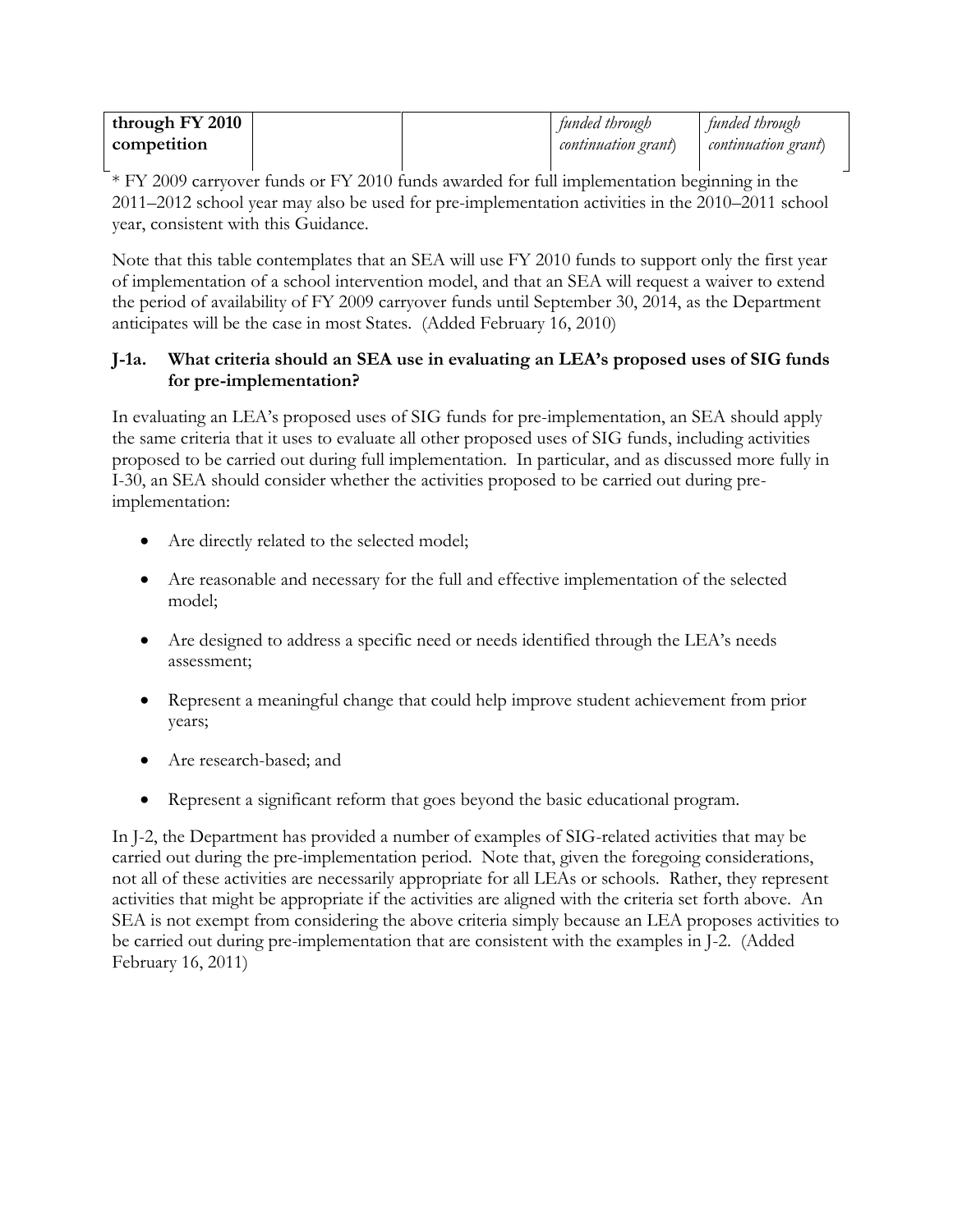| | | | | |
|---|---|---|---|---|
| **through FY 2010 competition** | | | *funded through continuation grant*) | *funded through continuation grant*) |

* FY 2009 carryover funds or FY 2010 funds awarded for full implementation beginning in the 2011–2012 school year may also be used for pre-implementation activities in the 2010–2011 school year, consistent with this Guidance.

Note that this table contemplates that an SEA will use FY 2010 funds to support only the first year of implementation of a school intervention model, and that an SEA will request a waiver to extend the period of availability of FY 2009 carryover funds until September 30, 2014, as the Department anticipates will be the case in most States. (Added February 16, 2010)

### J-1a. What criteria should an SEA use in evaluating an LEA's proposed uses of SIG funds for pre-implementation?

In evaluating an LEA's proposed uses of SIG funds for pre-implementation, an SEA should apply the same criteria that it uses to evaluate all other proposed uses of SIG funds, including activities proposed to be carried out during full implementation. In particular, and as discussed more fully in I-30, an SEA should consider whether the activities proposed to be carried out during pre-implementation:

- Are directly related to the selected model;
- Are reasonable and necessary for the full and effective implementation of the selected model;
- Are designed to address a specific need or needs identified through the LEA's needs assessment;
- Represent a meaningful change that could help improve student achievement from prior years;
- Are research-based; and
- Represent a significant reform that goes beyond the basic educational program.

In J-2, the Department has provided a number of examples of SIG-related activities that may be carried out during the pre-implementation period. Note that, given the foregoing considerations, not all of these activities are necessarily appropriate for all LEAs or schools. Rather, they represent activities that might be appropriate if the activities are aligned with the criteria set forth above. An SEA is not exempt from considering the above criteria simply because an LEA proposes activities to be carried out during pre-implementation that are consistent with the examples in J-2. (Added February 16, 2011)